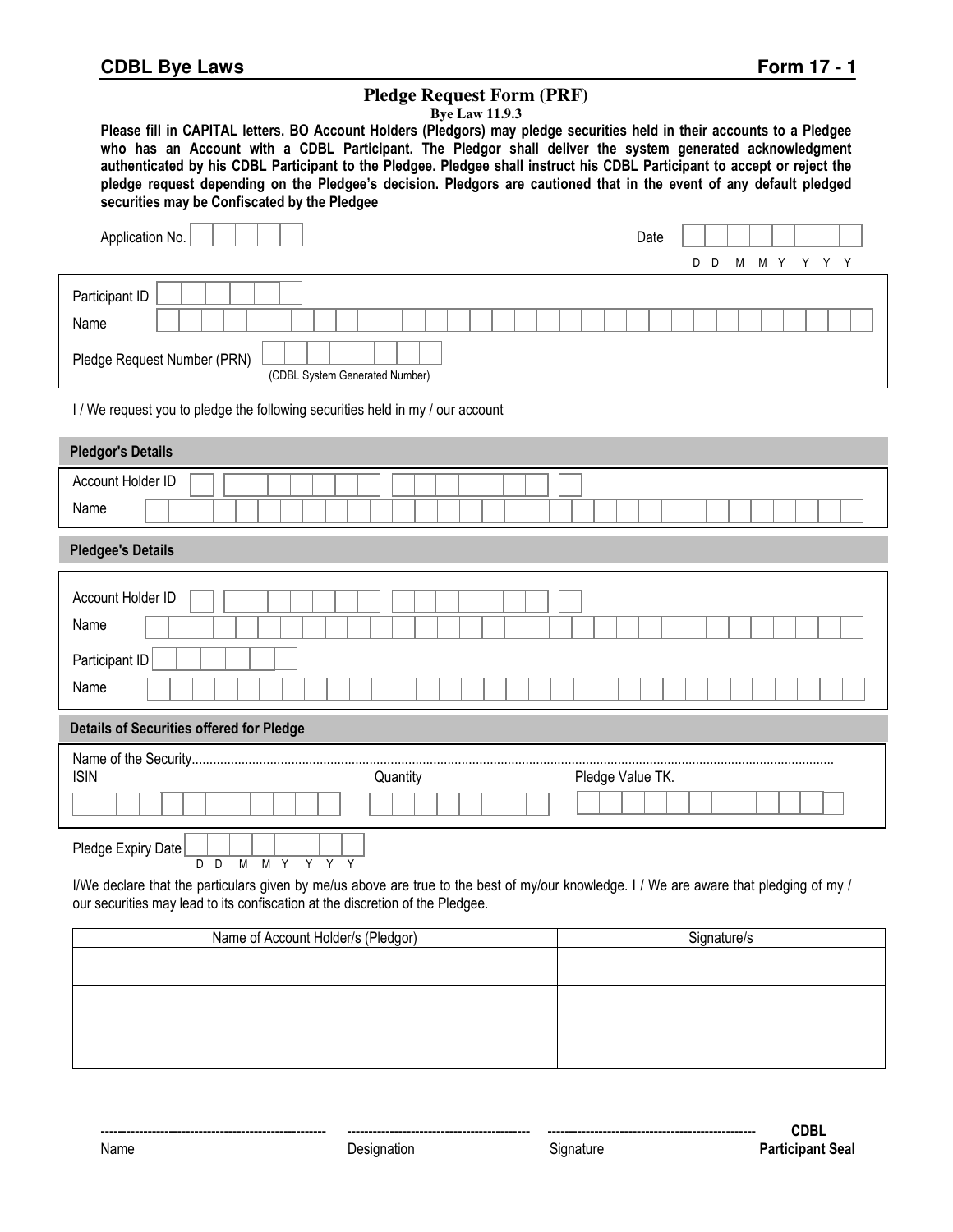**CDBL Bye Laws** **Form 17 - 1**

# Pledge Request Form (PRF)

**Bye Law 11.9.3**

**Please fill in CAPITAL letters. BO Account Holders (Pledgors) may pledge securities held in their accounts to a Pledgee who has an Account with a CDBL Participant. The Pledgor shall deliver the system generated acknowledgment authenticated by his CDBL Participant to the Pledgee. Pledgee shall instruct his CDBL Participant to accept or reject the pledge request depending on the Pledgee's decision. Pledgors are cautioned that in the event of any default pledged securities may be Confiscated by the Pledgee**

Application No. ______ Date ______ (D D M M Y Y Y Y)

Participant ID ______

Name ______

Pledge Request Number (PRN) ______ (CDBL System Generated Number)

I / We request you to pledge the following securities held in my / our account

## Pledgor's Details

Account Holder ID ______

Name ______

## Pledgee's Details

Account Holder ID ______

Name ______

Participant ID ______

Name ______

## Details of Securities offered for Pledge

Name of the Security..........................................................................................

| ISIN | Quantity | Pledge Value TK. |
| --- | --- | --- |
| | | |

Pledge Expiry Date ______ (D D M M Y Y Y Y)

I/We declare that the particulars given by me/us above are true to the best of my/our knowledge. I / We are aware that pledging of my / our securities may lead to its confiscation at the discretion of the Pledgee.

| Name of Account Holder/s (Pledgor) | Signature/s |
| --- | --- |
| | |
| | |
| | |

| ------------------------ | ------------------------ | ------------------------ | **CDBL** |
| --- | --- | --- | --- |
| Name | Designation | Signature | **Participant Seal** |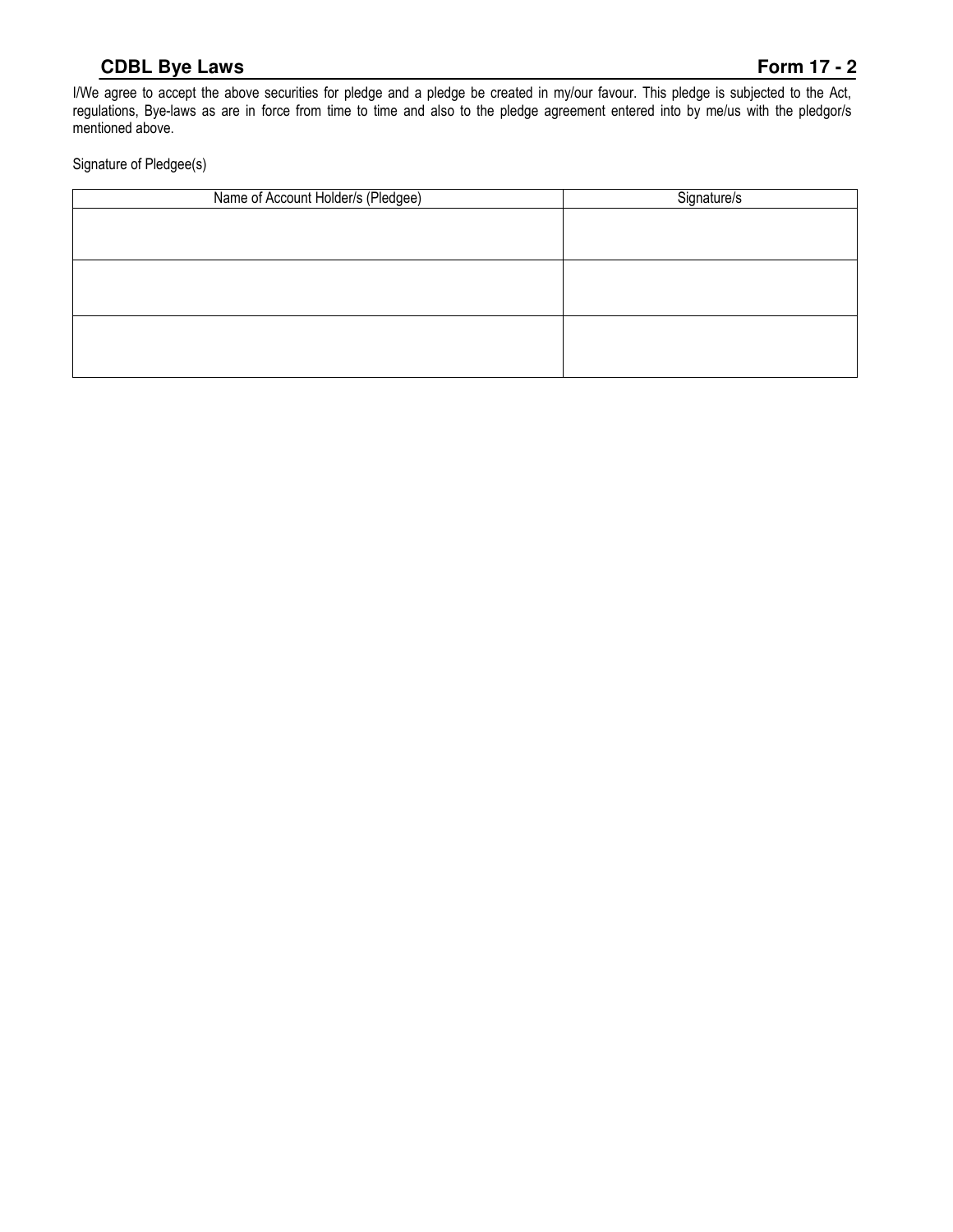I/We agree to accept the above securities for pledge and a pledge be created in my/our favour. This pledge is subjected to the Act, regulations, Bye-laws as are in force from time to time and also to the pledge agreement entered into by me/us with the pledgor/s mentioned above.

Signature of Pledgee(s)

| Name of Account Holder/s (Pledgee) | Signature/s |
|---|---|
| | |
| | |
| | |